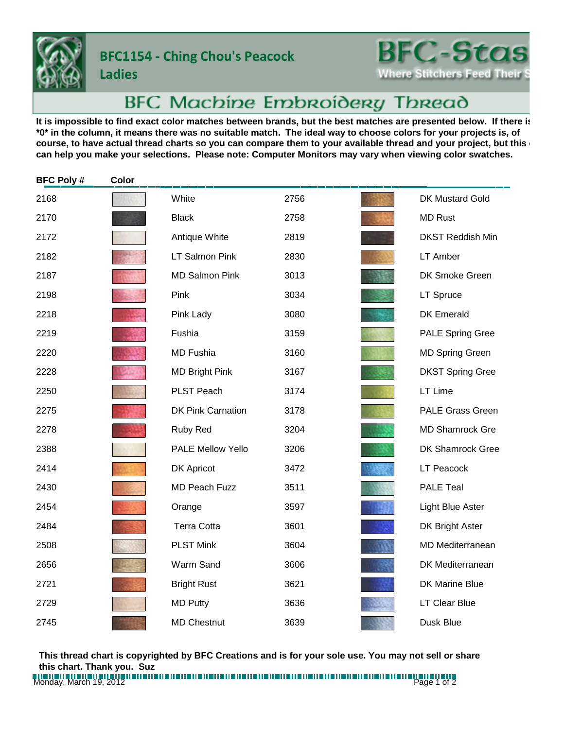# BFC1154 - Ching Chou's Peacock Ladies

BFC-Stas
Where Stitchers Feed Their S

## BFC Machine Embroidery Thread

**It is impossible to find exact color matches between brands, but the best matches are presented below. If there is *0* in the column, it means there was no suitable match. The ideal way to choose colors for your projects is, of course, to have actual thread charts so you can compare them to your available thread and your project, but this can help you make your selections. Please note: Computer Monitors may vary when viewing color swatches.**

| BFC Poly # | Color | | BFC Poly # | Color | |
|---|---|---|---|---|---|
| 2168 | | White | 2756 | | DK Mustard Gold |
| 2170 | | Black | 2758 | | MD Rust |
| 2172 | | Antique White | 2819 | | DKST Reddish Min |
| 2182 | | LT Salmon Pink | 2830 | | LT Amber |
| 2187 | | MD Salmon Pink | 3013 | | DK Smoke Green |
| 2198 | | Pink | 3034 | | LT Spruce |
| 2218 | | Pink Lady | 3080 | | DK Emerald |
| 2219 | | Fushia | 3159 | | PALE Spring Gree |
| 2220 | | MD Fushia | 3160 | | MD Spring Green |
| 2228 | | MD Bright Pink | 3167 | | DKST Spring Gree |
| 2250 | | PLST Peach | 3174 | | LT Lime |
| 2275 | | DK Pink Carnation | 3178 | | PALE Grass Green |
| 2278 | | Ruby Red | 3204 | | MD Shamrock Gre |
| 2388 | | PALE Mellow Yello | 3206 | | DK Shamrock Gree |
| 2414 | | DK Apricot | 3472 | | LT Peacock |
| 2430 | | MD Peach Fuzz | 3511 | | PALE Teal |
| 2454 | | Orange | 3597 | | Light Blue Aster |
| 2484 | | Terra Cotta | 3601 | | DK Bright Aster |
| 2508 | | PLST Mink | 3604 | | MD Mediterranean |
| 2656 | | Warm Sand | 3606 | | DK Mediterranean |
| 2721 | | Bright Rust | 3621 | | DK Marine Blue |
| 2729 | | MD Putty | 3636 | | LT Clear Blue |
| 2745 | | MD Chestnut | 3639 | | Dusk Blue |

**This thread chart is copyrighted by BFC Creations and is for your sole use. You may not sell or share this chart. Thank you. Suz**

Monday, March 19, 2012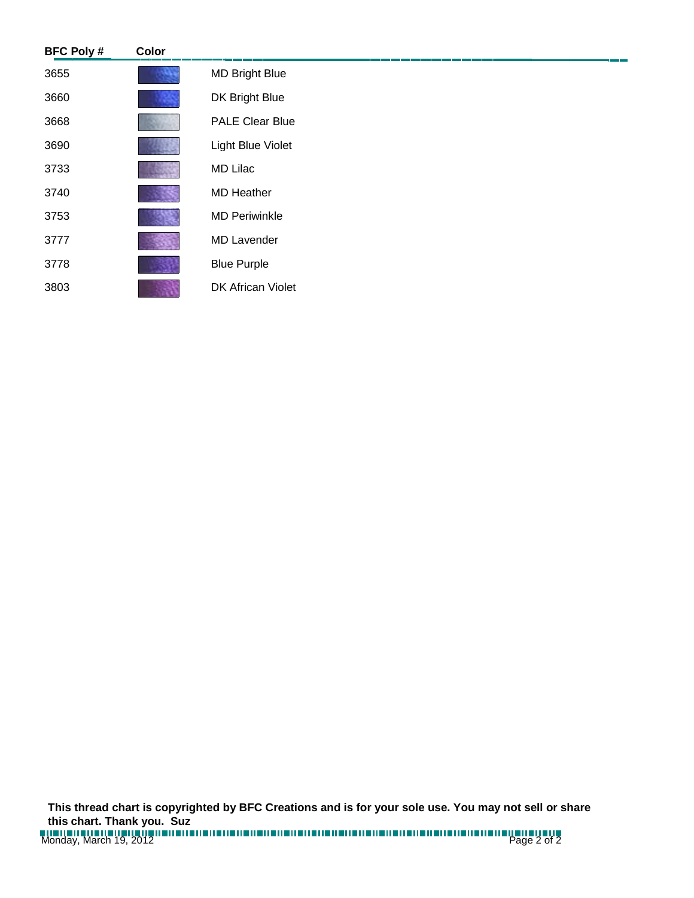| BFC Poly # | Color | |
| --- | --- | --- |
| 3655 | | MD Bright Blue |
| 3660 | | DK Bright Blue |
| 3668 | | PALE Clear Blue |
| 3690 | | Light Blue Violet |
| 3733 | | MD Lilac |
| 3740 | | MD Heather |
| 3753 | | MD Periwinkle |
| 3777 | | MD Lavender |
| 3778 | | Blue Purple |
| 3803 | | DK African Violet |

**This thread chart is copyrighted by BFC Creations and is for your sole use. You may not sell or share this chart. Thank you. Suz**

Monday, March 19, 2012